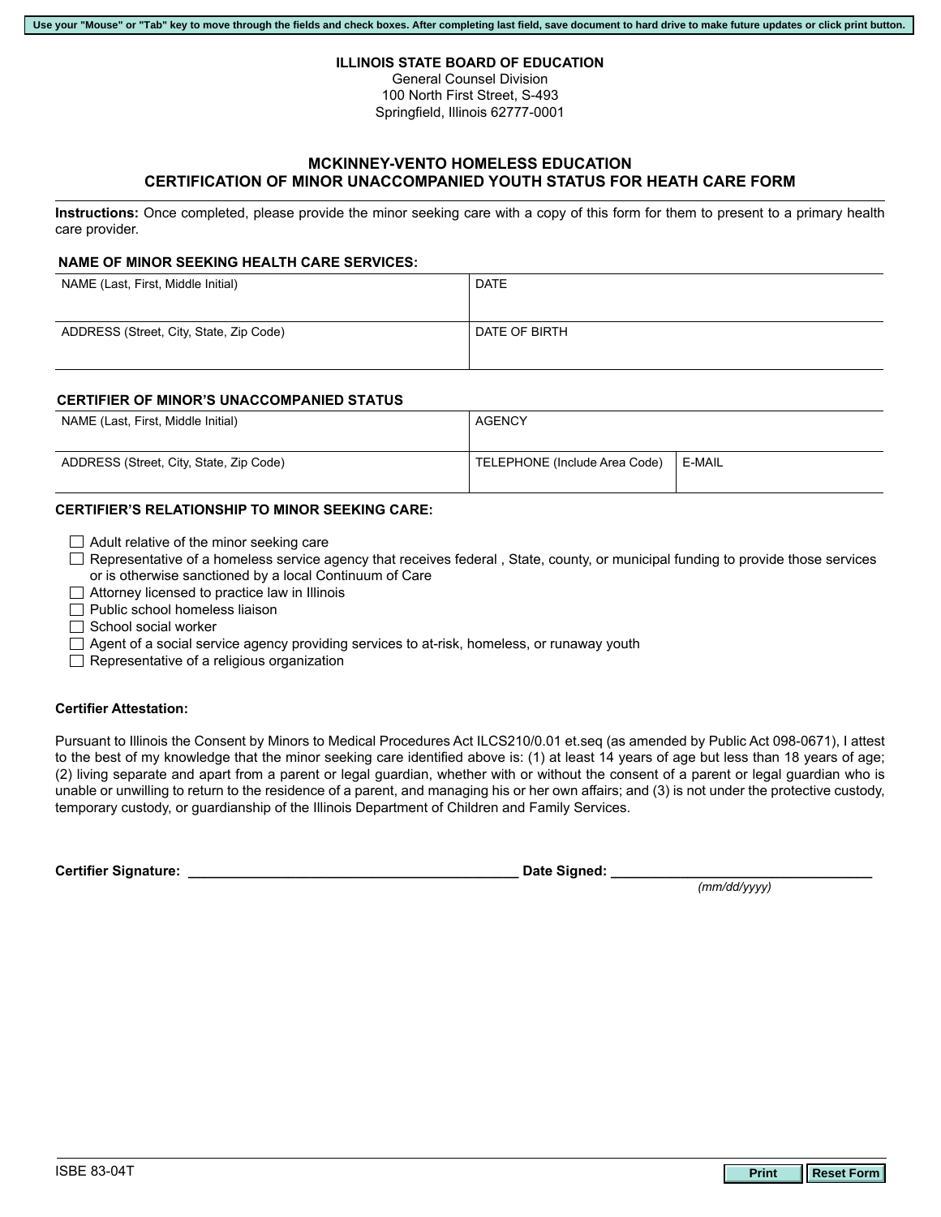Use your "Mouse" or "Tab" key to move through the fields and check boxes. After completing last field, save document to hard drive to make future updates or click print button.

**ILLINOIS STATE BOARD OF EDUCATION**
General Counsel Division
100 North First Street, S-493
Springfield, Illinois 62777-0001

## MCKINNEY-VENTO HOMELESS EDUCATION
## CERTIFICATION OF MINOR UNACCOMPANIED YOUTH STATUS FOR HEATH CARE FORM

**Instructions:** Once completed, please provide the minor seeking care with a copy of this form for them to present to a primary health care provider.

### NAME OF MINOR SEEKING HEALTH CARE SERVICES:

| NAME (Last, First, Middle Initial) | DATE |
|---|---|
| ADDRESS (Street, City, State, Zip Code) | DATE OF BIRTH |

### CERTIFIER OF MINOR'S UNACCOMPANIED STATUS

| NAME (Last, First, Middle Initial) | AGENCY | |
|---|---|---|
| ADDRESS (Street, City, State, Zip Code) | TELEPHONE (Include Area Code) | E-MAIL |

### CERTIFIER'S RELATIONSHIP TO MINOR SEEKING CARE:

- ☐ Adult relative of the minor seeking care
- ☐ Representative of a homeless service agency that receives federal , State, county, or municipal funding to provide those services or is otherwise sanctioned by a local Continuum of Care
- ☐ Attorney licensed to practice law in Illinois
- ☐ Public school homeless liaison
- ☐ School social worker
- ☐ Agent of a social service agency providing services to at-risk, homeless, or runaway youth
- ☐ Representative of a religious organization

**Certifier Attestation:**

Pursuant to Illinois the Consent by Minors to Medical Procedures Act ILCS210/0.01 et.seq (as amended by Public Act 098-0671), I attest to the best of my knowledge that the minor seeking care identified above is: (1) at least 14 years of age but less than 18 years of age; (2) living separate and apart from a parent or legal guardian, whether with or without the consent of a parent or legal guardian who is unable or unwilling to return to the residence of a parent, and managing his or her own affairs; and (3) is not under the protective custody, temporary custody, or guardianship of the Illinois Department of Children and Family Services.

**Certifier Signature:** ___________________________________________ **Date Signed:** ________________________________
*(mm/dd/yyyy)*

ISBE 83-04T

Print | Reset Form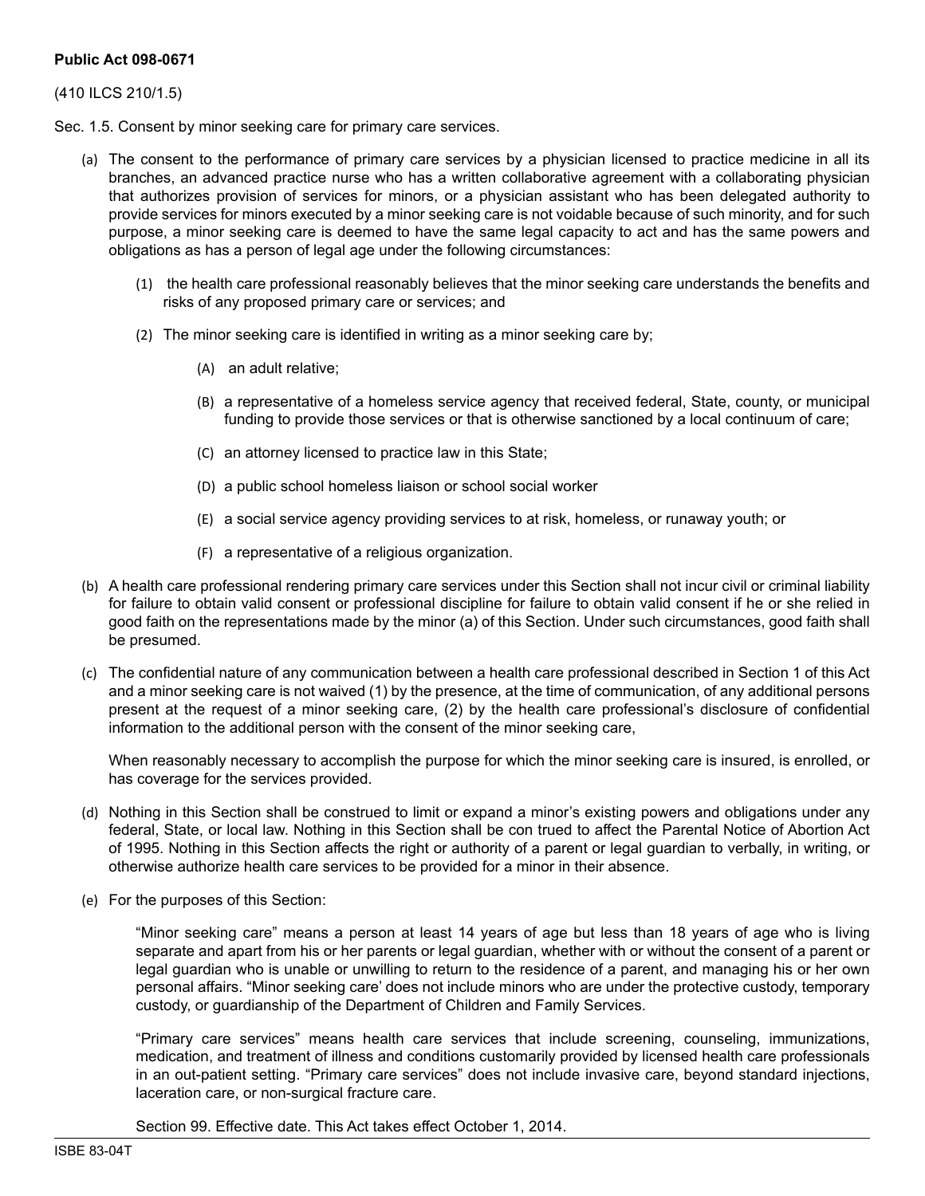**Public Act 098-0671**

(410 ILCS 210/1.5)

Sec. 1.5. Consent by minor seeking care for primary care services.

(a) The consent to the performance of primary care services by a physician licensed to practice medicine in all its branches, an advanced practice nurse who has a written collaborative agreement with a collaborating physician that authorizes provision of services for minors, or a physician assistant who has been delegated authority to provide services for minors executed by a minor seeking care is not voidable because of such minority, and for such purpose, a minor seeking care is deemed to have the same legal capacity to act and has the same powers and obligations as has a person of legal age under the following circumstances:

(1) the health care professional reasonably believes that the minor seeking care understands the benefits and risks of any proposed primary care or services; and

(2) The minor seeking care is identified in writing as a minor seeking care by;

(A) an adult relative;

(B) a representative of a homeless service agency that received federal, State, county, or municipal funding to provide those services or that is otherwise sanctioned by a local continuum of care;

(C) an attorney licensed to practice law in this State;

(D) a public school homeless liaison or school social worker

(E) a social service agency providing services to at risk, homeless, or runaway youth; or

(F) a representative of a religious organization.

(b) A health care professional rendering primary care services under this Section shall not incur civil or criminal liability for failure to obtain valid consent or professional discipline for failure to obtain valid consent if he or she relied in good faith on the representations made by the minor (a) of this Section. Under such circumstances, good faith shall be presumed.

(c) The confidential nature of any communication between a health care professional described in Section 1 of this Act and a minor seeking care is not waived (1) by the presence, at the time of communication, of any additional persons present at the request of a minor seeking care, (2) by the health care professional's disclosure of confidential information to the additional person with the consent of the minor seeking care,

When reasonably necessary to accomplish the purpose for which the minor seeking care is insured, is enrolled, or has coverage for the services provided.

(d) Nothing in this Section shall be construed to limit or expand a minor's existing powers and obligations under any federal, State, or local law. Nothing in this Section shall be con trued to affect the Parental Notice of Abortion Act of 1995. Nothing in this Section affects the right or authority of a parent or legal guardian to verbally, in writing, or otherwise authorize health care services to be provided for a minor in their absence.

(e) For the purposes of this Section:

"Minor seeking care" means a person at least 14 years of age but less than 18 years of age who is living separate and apart from his or her parents or legal guardian, whether with or without the consent of a parent or legal guardian who is unable or unwilling to return to the residence of a parent, and managing his or her own personal affairs. "Minor seeking care' does not include minors who are under the protective custody, temporary custody, or guardianship of the Department of Children and Family Services.

"Primary care services" means health care services that include screening, counseling, immunizations, medication, and treatment of illness and conditions customarily provided by licensed health care professionals in an out-patient setting. "Primary care services" does not include invasive care, beyond standard injections, laceration care, or non-surgical fracture care.

Section 99. Effective date. This Act takes effect October 1, 2014.

ISBE 83-04T